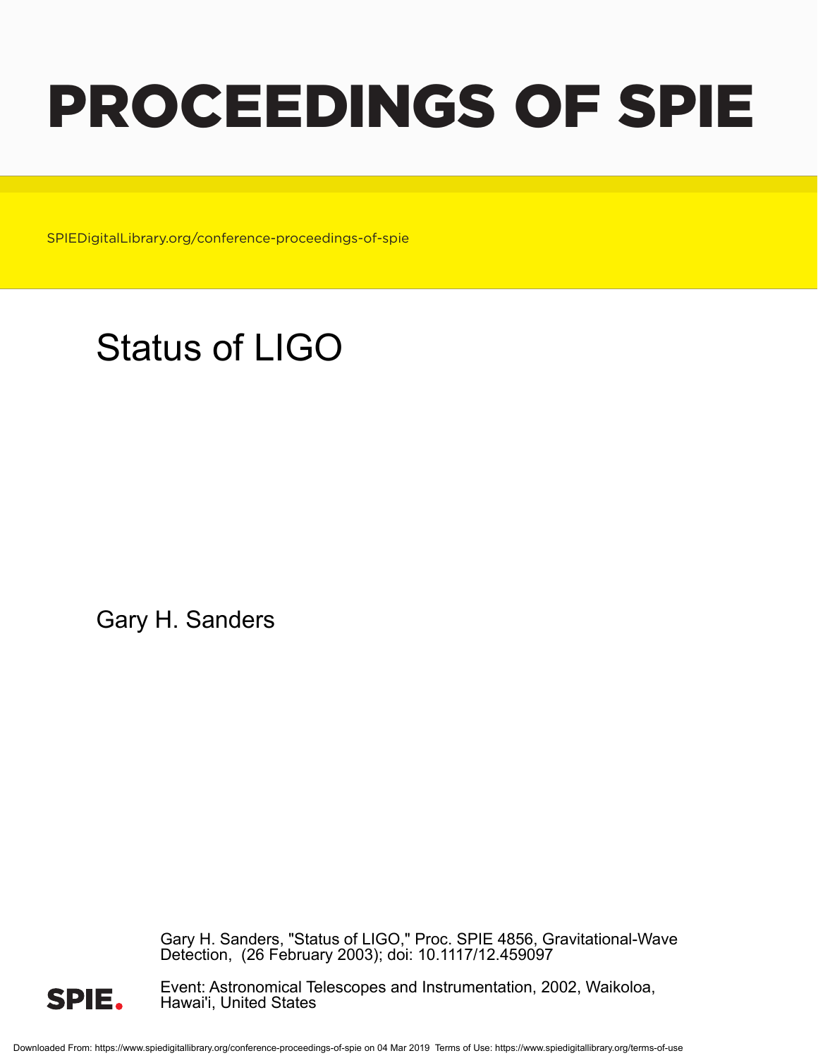# PROCEEDINGS OF SPIE

SPIEDigitalLibrary.org/conference-proceedings-of-spie

## Status of LIGO

Gary H. Sanders

Gary H. Sanders, "Status of LIGO," Proc. SPIE 4856, Gravitational-Wave Detection, (26 February 2003); doi: 10.1117/12.459097

Event: Astronomical Telescopes and Instrumentation, 2002, Waikoloa, Hawai'i, United States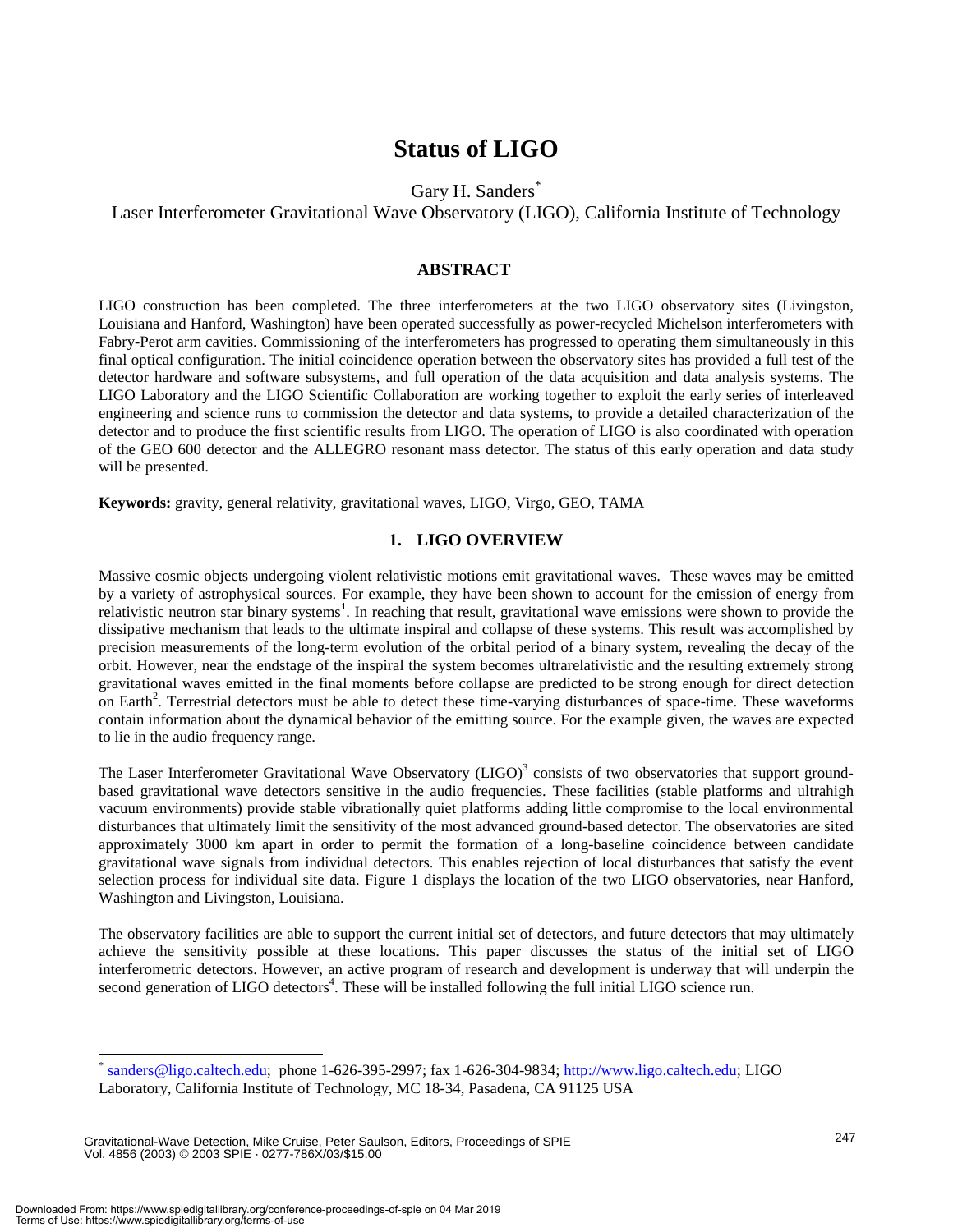# Status of LIGO

Gary H. Sanders*

Laser Interferometer Gravitational Wave Observatory (LIGO), California Institute of Technology

## ABSTRACT

LIGO construction has been completed. The three interferometers at the two LIGO observatory sites (Livingston, Louisiana and Hanford, Washington) have been operated successfully as power-recycled Michelson interferometers with Fabry-Perot arm cavities. Commissioning of the interferometers has progressed to operating them simultaneously in this final optical configuration. The initial coincidence operation between the observatory sites has provided a full test of the detector hardware and software subsystems, and full operation of the data acquisition and data analysis systems. The LIGO Laboratory and the LIGO Scientific Collaboration are working together to exploit the early series of interleaved engineering and science runs to commission the detector and data systems, to provide a detailed characterization of the detector and to produce the first scientific results from LIGO. The operation of LIGO is also coordinated with operation of the GEO 600 detector and the ALLEGRO resonant mass detector. The status of this early operation and data study will be presented.

**Keywords:** gravity, general relativity, gravitational waves, LIGO, Virgo, GEO, TAMA

## 1. LIGO OVERVIEW

Massive cosmic objects undergoing violent relativistic motions emit gravitational waves. These waves may be emitted by a variety of astrophysical sources. For example, they have been shown to account for the emission of energy from relativistic neutron star binary systems[1]. In reaching that result, gravitational wave emissions were shown to provide the dissipative mechanism that leads to the ultimate inspiral and collapse of these systems. This result was accomplished by precision measurements of the long-term evolution of the orbital period of a binary system, revealing the decay of the orbit. However, near the endstage of the inspiral the system becomes ultrarelativistic and the resulting extremely strong gravitational waves emitted in the final moments before collapse are predicted to be strong enough for direct detection on Earth[2]. Terrestrial detectors must be able to detect these time-varying disturbances of space-time. These waveforms contain information about the dynamical behavior of the emitting source. For the example given, the waves are expected to lie in the audio frequency range.

The Laser Interferometer Gravitational Wave Observatory (LIGO)[3] consists of two observatories that support ground-based gravitational wave detectors sensitive in the audio frequencies. These facilities (stable platforms and ultrahigh vacuum environments) provide stable vibrationally quiet platforms adding little compromise to the local environmental disturbances that ultimately limit the sensitivity of the most advanced ground-based detector. The observatories are sited approximately 3000 km apart in order to permit the formation of a long-baseline coincidence between candidate gravitational wave signals from individual detectors. This enables rejection of local disturbances that satisfy the event selection process for individual site data. Figure 1 displays the location of the two LIGO observatories, near Hanford, Washington and Livingston, Louisiana.

The observatory facilities are able to support the current initial set of detectors, and future detectors that may ultimately achieve the sensitivity possible at these locations. This paper discusses the status of the initial set of LIGO interferometric detectors. However, an active program of research and development is underway that will underpin the second generation of LIGO detectors[4]. These will be installed following the full initial LIGO science run.

---

\* sanders@ligo.caltech.edu; phone 1-626-395-2997; fax 1-626-304-9834; http://www.ligo.caltech.edu; LIGO Laboratory, California Institute of Technology, MC 18-34, Pasadena, CA 91125 USA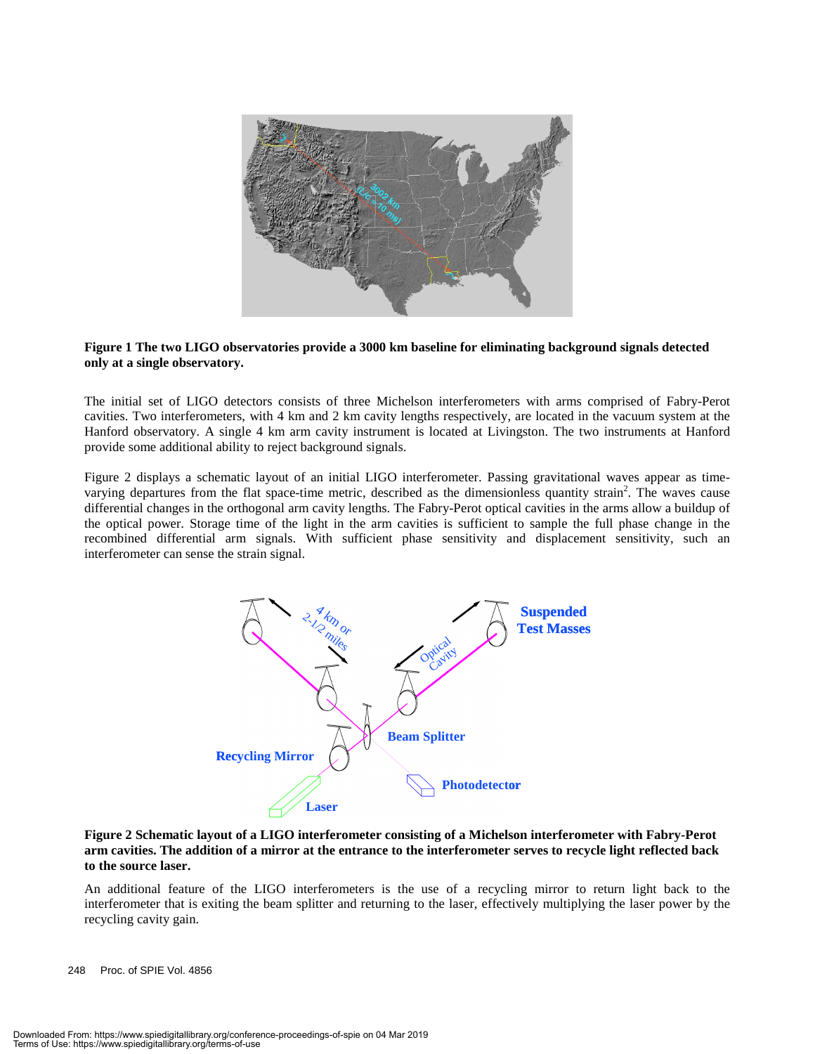**Figure 1 The two LIGO observatories provide a 3000 km baseline for eliminating background signals detected only at a single observatory.**

The initial set of LIGO detectors consists of three Michelson interferometers with arms comprised of Fabry-Perot cavities. Two interferometers, with 4 km and 2 km cavity lengths respectively, are located in the vacuum system at the Hanford observatory. A single 4 km arm cavity instrument is located at Livingston. The two instruments at Hanford provide some additional ability to reject background signals.

Figure 2 displays a schematic layout of an initial LIGO interferometer. Passing gravitational waves appear as time-varying departures from the flat space-time metric, described as the dimensionless quantity strain[2]. The waves cause differential changes in the orthogonal arm cavity lengths. The Fabry-Perot optical cavities in the arms allow a buildup of the optical power. Storage time of the light in the arm cavities is sufficient to sample the full phase change in the recombined differential arm signals. With sufficient phase sensitivity and displacement sensitivity, such an interferometer can sense the strain signal.

**Figure 2 Schematic layout of a LIGO interferometer consisting of a Michelson interferometer with Fabry-Perot arm cavities. The addition of a mirror at the entrance to the interferometer serves to recycle light reflected back to the source laser.**

An additional feature of the LIGO interferometers is the use of a recycling mirror to return light back to the interferometer that is exiting the beam splitter and returning to the laser, effectively multiplying the laser power by the recycling cavity gain.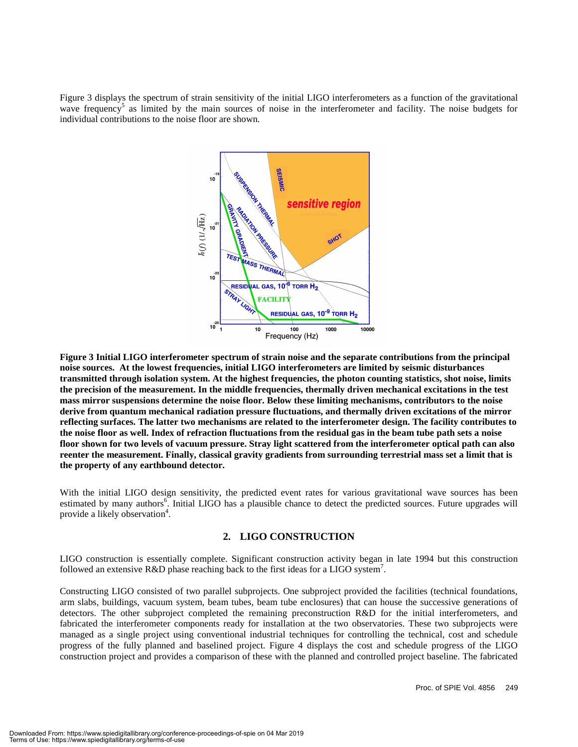Figure 3 displays the spectrum of strain sensitivity of the initial LIGO interferometers as a function of the gravitational wave frequency[5] as limited by the main sources of noise in the interferometer and facility. The noise budgets for individual contributions to the noise floor are shown.

**Figure 3 Initial LIGO interferometer spectrum of strain noise and the separate contributions from the principal noise sources. At the lowest frequencies, initial LIGO interferometers are limited by seismic disturbances transmitted through isolation system. At the highest frequencies, the photon counting statistics, shot noise, limits the precision of the measurement. In the middle frequencies, thermally driven mechanical excitations in the test mass mirror suspensions determine the noise floor. Below these limiting mechanisms, contributors to the noise derive from quantum mechanical radiation pressure fluctuations, and thermally driven excitations of the mirror reflecting surfaces. The latter two mechanisms are related to the interferometer design. The facility contributes to the noise floor as well. Index of refraction fluctuations from the residual gas in the beam tube path sets a noise floor shown for two levels of vacuum pressure. Stray light scattered from the interferometer optical path can also reenter the measurement. Finally, classical gravity gradients from surrounding terrestrial mass set a limit that is the property of any earthbound detector.**

With the initial LIGO design sensitivity, the predicted event rates for various gravitational wave sources has been estimated by many authors[6]. Initial LIGO has a plausible chance to detect the predicted sources. Future upgrades will provide a likely observation[4].

## 2. LIGO CONSTRUCTION

LIGO construction is essentially complete. Significant construction activity began in late 1994 but this construction followed an extensive R&D phase reaching back to the first ideas for a LIGO system[7].

Constructing LIGO consisted of two parallel subprojects. One subproject provided the facilities (technical foundations, arm slabs, buildings, vacuum system, beam tubes, beam tube enclosures) that can house the successive generations of detectors. The other subproject completed the remaining preconstruction R&D for the initial interferometers, and fabricated the interferometer components ready for installation at the two observatories. These two subprojects were managed as a single project using conventional industrial techniques for controlling the technical, cost and schedule progress of the fully planned and baselined project. Figure 4 displays the cost and schedule progress of the LIGO construction project and provides a comparison of these with the planned and controlled project baseline. The fabricated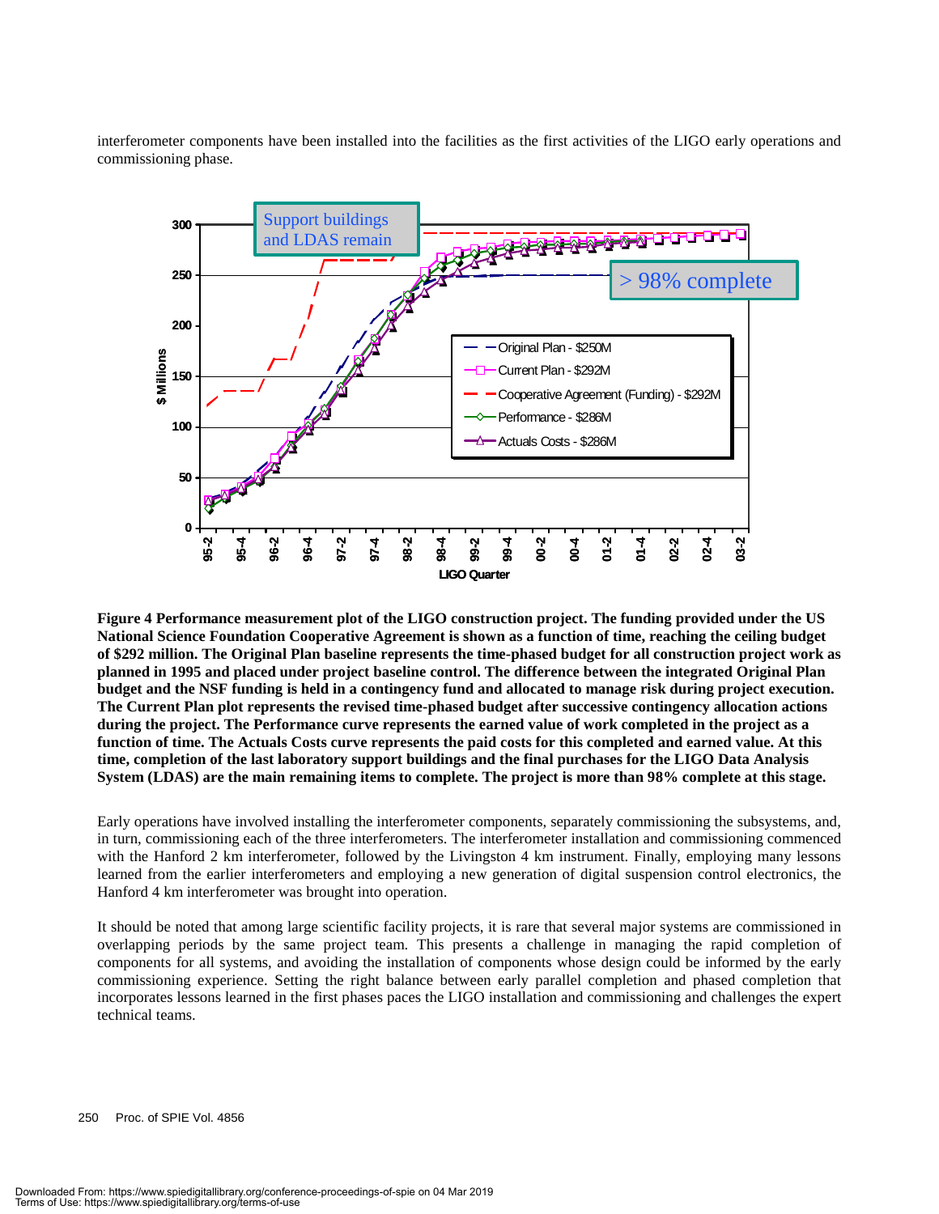interferometer components have been installed into the facilities as the first activities of the LIGO early operations and commissioning phase.

**Figure 4 Performance measurement plot of the LIGO construction project. The funding provided under the US National Science Foundation Cooperative Agreement is shown as a function of time, reaching the ceiling budget of $292 million. The Original Plan baseline represents the time-phased budget for all construction project work as planned in 1995 and placed under project baseline control. The difference between the integrated Original Plan budget and the NSF funding is held in a contingency fund and allocated to manage risk during project execution. The Current Plan plot represents the revised time-phased budget after successive contingency allocation actions during the project. The Performance curve represents the earned value of work completed in the project as a function of time. The Actuals Costs curve represents the paid costs for this completed and earned value. At this time, completion of the last laboratory support buildings and the final purchases for the LIGO Data Analysis System (LDAS) are the main remaining items to complete. The project is more than 98% complete at this stage.**

Early operations have involved installing the interferometer components, separately commissioning the subsystems, and, in turn, commissioning each of the three interferometers. The interferometer installation and commissioning commenced with the Hanford 2 km interferometer, followed by the Livingston 4 km instrument. Finally, employing many lessons learned from the earlier interferometers and employing a new generation of digital suspension control electronics, the Hanford 4 km interferometer was brought into operation.

It should be noted that among large scientific facility projects, it is rare that several major systems are commissioned in overlapping periods by the same project team. This presents a challenge in managing the rapid completion of components for all systems, and avoiding the installation of components whose design could be informed by the early commissioning experience. Setting the right balance between early parallel completion and phased completion that incorporates lessons learned in the first phases paces the LIGO installation and commissioning and challenges the expert technical teams.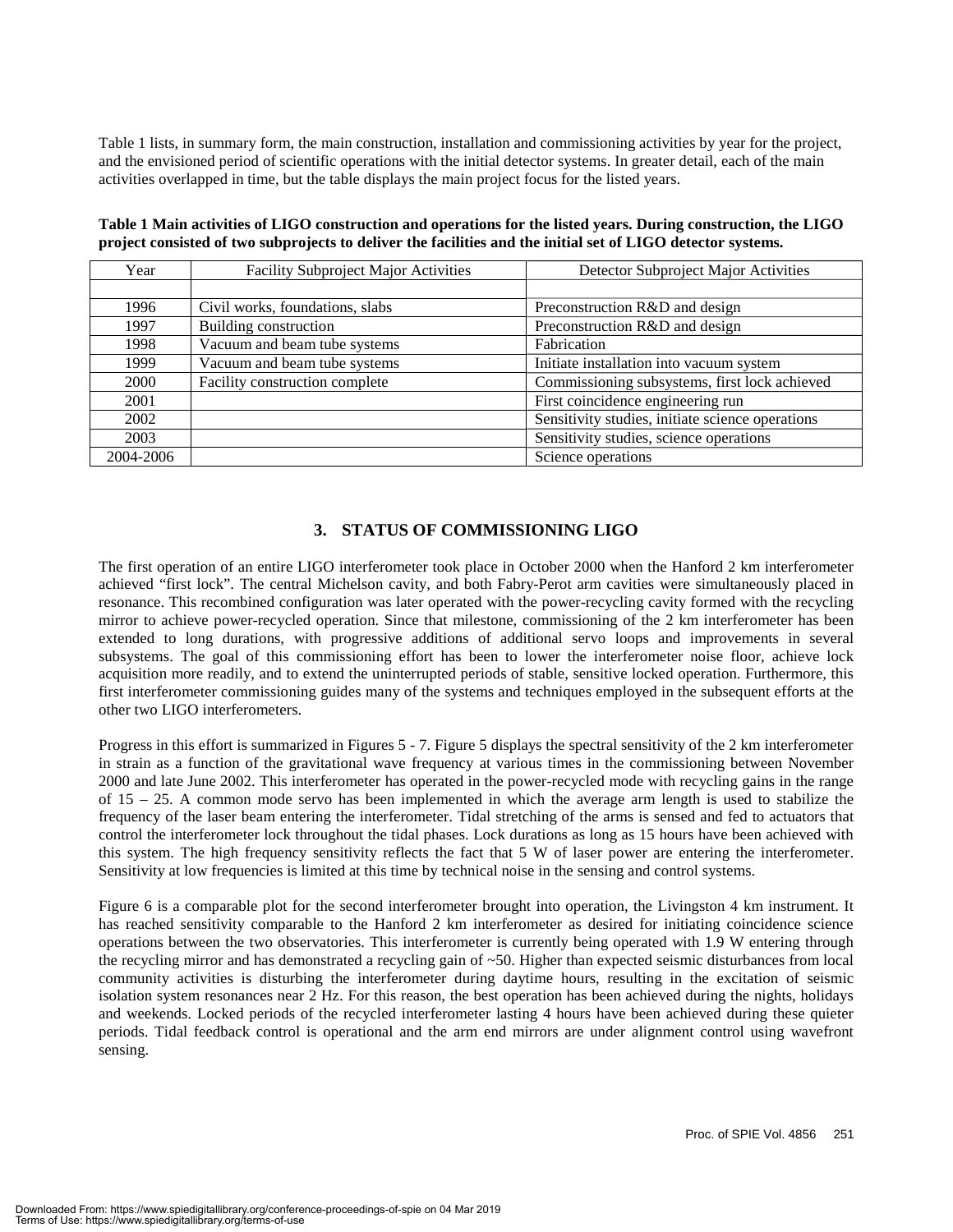Table 1 lists, in summary form, the main construction, installation and commissioning activities by year for the project, and the envisioned period of scientific operations with the initial detector systems. In greater detail, each of the main activities overlapped in time, but the table displays the main project focus for the listed years.

**Table 1 Main activities of LIGO construction and operations for the listed years. During construction, the LIGO project consisted of two subprojects to deliver the facilities and the initial set of LIGO detector systems.**

| Year | Facility Subproject Major Activities | Detector Subproject Major Activities |
|---|---|---|
| | | |
| 1996 | Civil works, foundations, slabs | Preconstruction R&D and design |
| 1997 | Building construction | Preconstruction R&D and design |
| 1998 | Vacuum and beam tube systems | Fabrication |
| 1999 | Vacuum and beam tube systems | Initiate installation into vacuum system |
| 2000 | Facility construction complete | Commissioning subsystems, first lock achieved |
| 2001 | | First coincidence engineering run |
| 2002 | | Sensitivity studies, initiate science operations |
| 2003 | | Sensitivity studies, science operations |
| 2004-2006 | | Science operations |

## 3. STATUS OF COMMISSIONING LIGO

The first operation of an entire LIGO interferometer took place in October 2000 when the Hanford 2 km interferometer achieved "first lock". The central Michelson cavity, and both Fabry-Perot arm cavities were simultaneously placed in resonance. This recombined configuration was later operated with the power-recycling cavity formed with the recycling mirror to achieve power-recycled operation. Since that milestone, commissioning of the 2 km interferometer has been extended to long durations, with progressive additions of additional servo loops and improvements in several subsystems. The goal of this commissioning effort has been to lower the interferometer noise floor, achieve lock acquisition more readily, and to extend the uninterrupted periods of stable, sensitive locked operation. Furthermore, this first interferometer commissioning guides many of the systems and techniques employed in the subsequent efforts at the other two LIGO interferometers.

Progress in this effort is summarized in Figures 5 - 7. Figure 5 displays the spectral sensitivity of the 2 km interferometer in strain as a function of the gravitational wave frequency at various times in the commissioning between November 2000 and late June 2002. This interferometer has operated in the power-recycled mode with recycling gains in the range of 15 – 25. A common mode servo has been implemented in which the average arm length is used to stabilize the frequency of the laser beam entering the interferometer. Tidal stretching of the arms is sensed and fed to actuators that control the interferometer lock throughout the tidal phases. Lock durations as long as 15 hours have been achieved with this system. The high frequency sensitivity reflects the fact that 5 W of laser power are entering the interferometer. Sensitivity at low frequencies is limited at this time by technical noise in the sensing and control systems.

Figure 6 is a comparable plot for the second interferometer brought into operation, the Livingston 4 km instrument. It has reached sensitivity comparable to the Hanford 2 km interferometer as desired for initiating coincidence science operations between the two observatories. This interferometer is currently being operated with 1.9 W entering through the recycling mirror and has demonstrated a recycling gain of ~50. Higher than expected seismic disturbances from local community activities is disturbing the interferometer during daytime hours, resulting in the excitation of seismic isolation system resonances near 2 Hz. For this reason, the best operation has been achieved during the nights, holidays and weekends. Locked periods of the recycled interferometer lasting 4 hours have been achieved during these quieter periods. Tidal feedback control is operational and the arm end mirrors are under alignment control using wavefront sensing.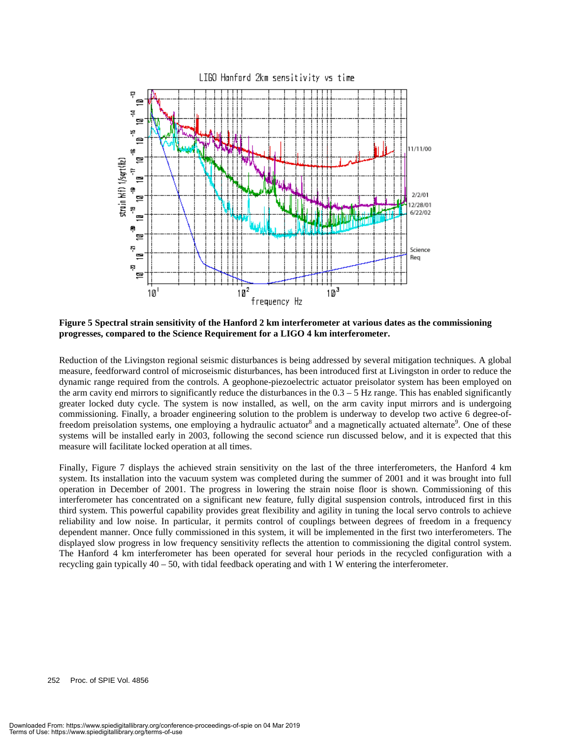**Figure 5 Spectral strain sensitivity of the Hanford 2 km interferometer at various dates as the commissioning progresses, compared to the Science Requirement for a LIGO 4 km interferometer.**

Reduction of the Livingston regional seismic disturbances is being addressed by several mitigation techniques. A global measure, feedforward control of microseismic disturbances, has been introduced first at Livingston in order to reduce the dynamic range required from the controls. A geophone-piezoelectric actuator preisolator system has been employed on the arm cavity end mirrors to significantly reduce the disturbances in the 0.3 – 5 Hz range. This has enabled significantly greater locked duty cycle. The system is now installed, as well, on the arm cavity input mirrors and is undergoing commissioning. Finally, a broader engineering solution to the problem is underway to develop two active 6 degree-of-freedom preisolation systems, one employing a hydraulic actuator[8] and a magnetically actuated alternate[9]. One of these systems will be installed early in 2003, following the second science run discussed below, and it is expected that this measure will facilitate locked operation at all times.

Finally, Figure 7 displays the achieved strain sensitivity on the last of the three interferometers, the Hanford 4 km system. Its installation into the vacuum system was completed during the summer of 2001 and it was brought into full operation in December of 2001. The progress in lowering the strain noise floor is shown. Commissioning of this interferometer has concentrated on a significant new feature, fully digital suspension controls, introduced first in this third system. This powerful capability provides great flexibility and agility in tuning the local servo controls to achieve reliability and low noise. In particular, it permits control of couplings between degrees of freedom in a frequency dependent manner. Once fully commissioned in this system, it will be implemented in the first two interferometers. The displayed slow progress in low frequency sensitivity reflects the attention to commissioning the digital control system. The Hanford 4 km interferometer has been operated for several hour periods in the recycled configuration with a recycling gain typically 40 – 50, with tidal feedback operating and with 1 W entering the interferometer.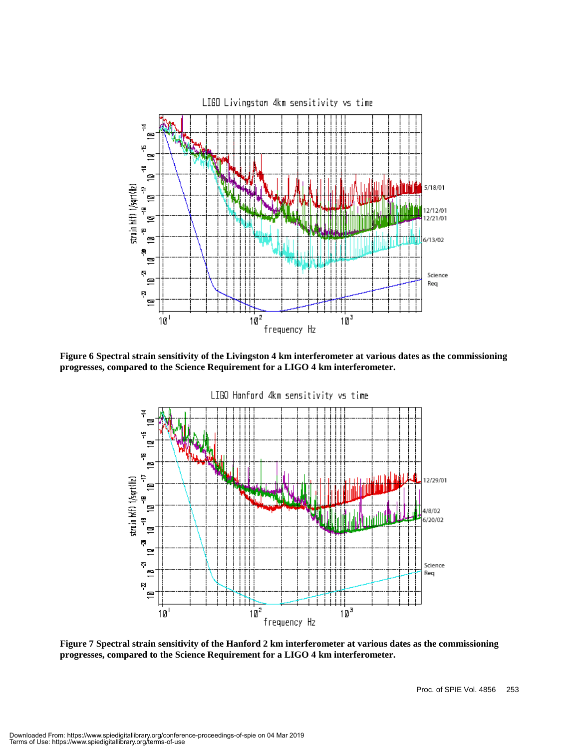**Figure 6 Spectral strain sensitivity of the Livingston 4 km interferometer at various dates as the commissioning progresses, compared to the Science Requirement for a LIGO 4 km interferometer.**

**Figure 7 Spectral strain sensitivity of the Hanford 2 km interferometer at various dates as the commissioning progresses, compared to the Science Requirement for a LIGO 4 km interferometer.**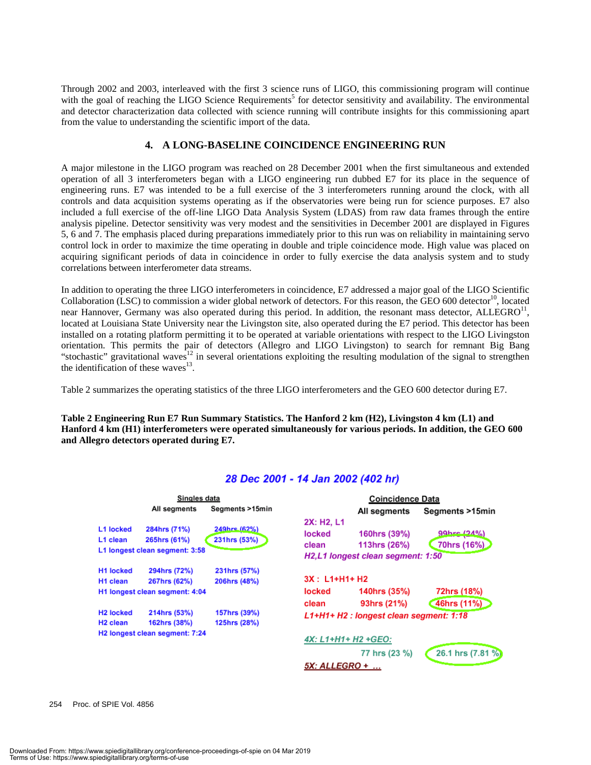Through 2002 and 2003, interleaved with the first 3 science runs of LIGO, this commissioning program will continue with the goal of reaching the LIGO Science Requirements[5] for detector sensitivity and availability. The environmental and detector characterization data collected with science running will contribute insights for this commissioning apart from the value to understanding the scientific import of the data.

## 4. A LONG-BASELINE COINCIDENCE ENGINEERING RUN

A major milestone in the LIGO program was reached on 28 December 2001 when the first simultaneous and extended operation of all 3 interferometers began with a LIGO engineering run dubbed E7 for its place in the sequence of engineering runs. E7 was intended to be a full exercise of the 3 interferometers running around the clock, with all controls and data acquisition systems operating as if the observatories were being run for science purposes. E7 also included a full exercise of the off-line LIGO Data Analysis System (LDAS) from raw data frames through the entire analysis pipeline. Detector sensitivity was very modest and the sensitivities in December 2001 are displayed in Figures 5, 6 and 7. The emphasis placed during preparations immediately prior to this run was on reliability in maintaining servo control lock in order to maximize the time operating in double and triple coincidence mode. High value was placed on acquiring significant periods of data in coincidence in order to fully exercise the data analysis system and to study correlations between interferometer data streams.

In addition to operating the three LIGO interferometers in coincidence, E7 addressed a major goal of the LIGO Scientific Collaboration (LSC) to commission a wider global network of detectors. For this reason, the GEO 600 detector[10], located near Hannover, Germany was also operated during this period. In addition, the resonant mass detector, ALLEGRO[11], located at Louisiana State University near the Livingston site, also operated during the E7 period. This detector has been installed on a rotating platform permitting it to be operated at variable orientations with respect to the LIGO Livingston orientation. This permits the pair of detectors (Allegro and LIGO Livingston) to search for remnant Big Bang "stochastic" gravitational waves[12] in several orientations exploiting the resulting modulation of the signal to strengthen the identification of these waves[13].

Table 2 summarizes the operating statistics of the three LIGO interferometers and the GEO 600 detector during E7.

**Table 2 Engineering Run E7 Run Summary Statistics. The Hanford 2 km (H2), Livingston 4 km (L1) and Hanford 4 km (H1) interferometers were operated simultaneously for various periods. In addition, the GEO 600 and Allegro detectors operated during E7.**

*28 Dec 2001 - 14 Jan 2002 (402 hr)*

**Singles data**

| | All segments | Segments >15min |
|---|---|---|
| L1 locked | 284hrs (71%) | 249hrs (62%) |
| L1 clean | 265hrs (61%) | 231hrs (53%) |
| L1 longest clean segment: 3:58 | | |
| H1 locked | 294hrs (72%) | 231hrs (57%) |
| H1 clean | 267hrs (62%) | 206hrs (48%) |
| H1 longest clean segment: 4:04 | | |
| H2 locked | 214hrs (53%) | 157hrs (39%) |
| H2 clean | 162hrs (38%) | 125hrs (28%) |
| H2 longest clean segment: 7:24 | | |

**Coincidence Data**

| | All segments | Segments >15min |
|---|---|---|
| 2X: H2, L1 | | |
| locked | 160hrs (39%) | 99hrs (24%) |
| clean | 113hrs (26%) | 70hrs (16%) |
| *H2,L1 longest clean segment: 1:50* | | |
| 3X : L1+H1+ H2 | | |
| locked | 140hrs (35%) | 72hrs (18%) |
| clean | 93hrs (21%) | 46hrs (11%) |
| *L1+H1+ H2 : longest clean segment: 1:18* | | |
| *4X: L1+H1+ H2 +GEO:* | 77 hrs (23 %) | 26.1 hrs (7.81 %) |
| *5X: ALLEGRO + …* | | |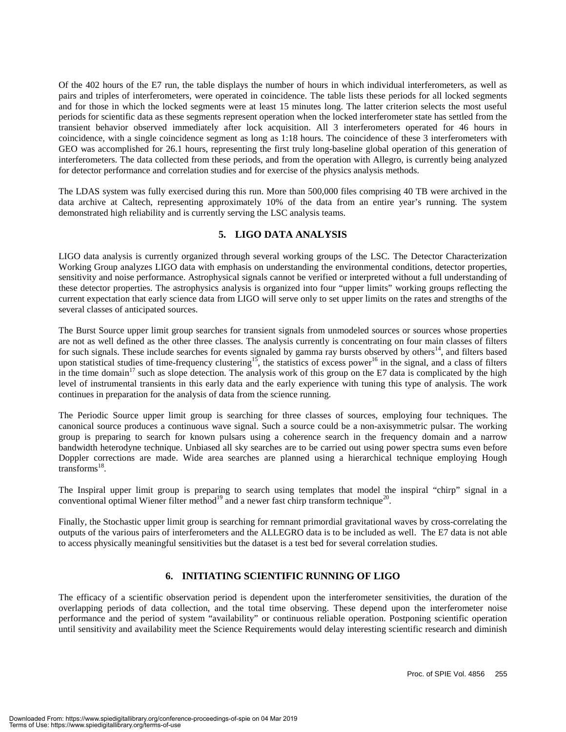Of the 402 hours of the E7 run, the table displays the number of hours in which individual interferometers, as well as pairs and triples of interferometers, were operated in coincidence. The table lists these periods for all locked segments and for those in which the locked segments were at least 15 minutes long. The latter criterion selects the most useful periods for scientific data as these segments represent operation when the locked interferometer state has settled from the transient behavior observed immediately after lock acquisition. All 3 interferometers operated for 46 hours in coincidence, with a single coincidence segment as long as 1:18 hours. The coincidence of these 3 interferometers with GEO was accomplished for 26.1 hours, representing the first truly long-baseline global operation of this generation of interferometers. The data collected from these periods, and from the operation with Allegro, is currently being analyzed for detector performance and correlation studies and for exercise of the physics analysis methods.

The LDAS system was fully exercised during this run. More than 500,000 files comprising 40 TB were archived in the data archive at Caltech, representing approximately 10% of the data from an entire year's running. The system demonstrated high reliability and is currently serving the LSC analysis teams.

## 5. LIGO DATA ANALYSIS

LIGO data analysis is currently organized through several working groups of the LSC. The Detector Characterization Working Group analyzes LIGO data with emphasis on understanding the environmental conditions, detector properties, sensitivity and noise performance. Astrophysical signals cannot be verified or interpreted without a full understanding of these detector properties. The astrophysics analysis is organized into four "upper limits" working groups reflecting the current expectation that early science data from LIGO will serve only to set upper limits on the rates and strengths of the several classes of anticipated sources.

The Burst Source upper limit group searches for transient signals from unmodeled sources or sources whose properties are not as well defined as the other three classes. The analysis currently is concentrating on four main classes of filters for such signals. These include searches for events signaled by gamma ray bursts observed by others[14], and filters based upon statistical studies of time-frequency clustering[15], the statistics of excess power[16] in the signal, and a class of filters in the time domain[17] such as slope detection. The analysis work of this group on the E7 data is complicated by the high level of instrumental transients in this early data and the early experience with tuning this type of analysis. The work continues in preparation for the analysis of data from the science running.

The Periodic Source upper limit group is searching for three classes of sources, employing four techniques. The canonical source produces a continuous wave signal. Such a source could be a non-axisymmetric pulsar. The working group is preparing to search for known pulsars using a coherence search in the frequency domain and a narrow bandwidth heterodyne technique. Unbiased all sky searches are to be carried out using power spectra sums even before Doppler corrections are made. Wide area searches are planned using a hierarchical technique employing Hough transforms[18].

The Inspiral upper limit group is preparing to search using templates that model the inspiral "chirp" signal in a conventional optimal Wiener filter method[19] and a newer fast chirp transform technique[20].

Finally, the Stochastic upper limit group is searching for remnant primordial gravitational waves by cross-correlating the outputs of the various pairs of interferometers and the ALLEGRO data is to be included as well. The E7 data is not able to access physically meaningful sensitivities but the dataset is a test bed for several correlation studies.

## 6. INITIATING SCIENTIFIC RUNNING OF LIGO

The efficacy of a scientific observation period is dependent upon the interferometer sensitivities, the duration of the overlapping periods of data collection, and the total time observing. These depend upon the interferometer noise performance and the period of system "availability" or continuous reliable operation. Postponing scientific operation until sensitivity and availability meet the Science Requirements would delay interesting scientific research and diminish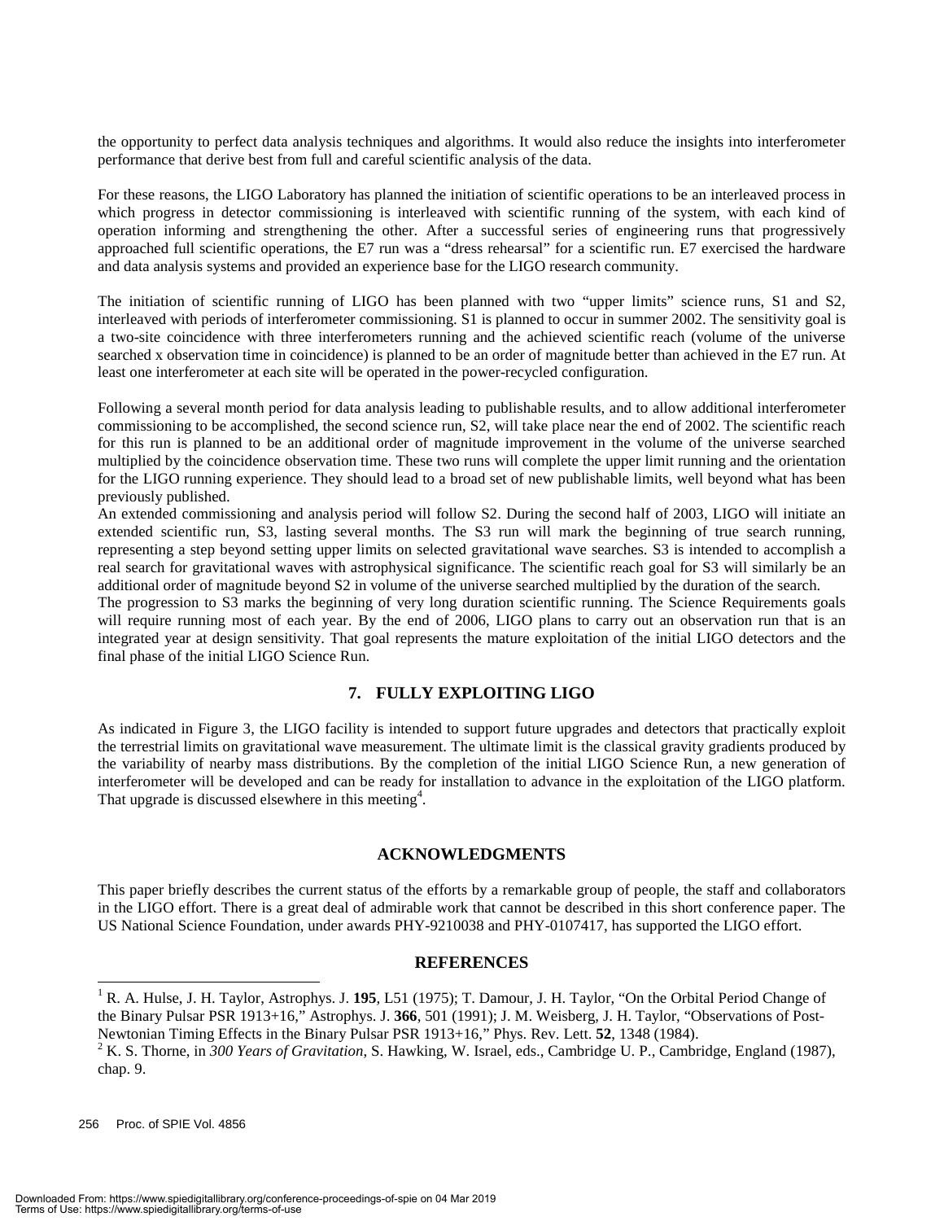the opportunity to perfect data analysis techniques and algorithms. It would also reduce the insights into interferometer performance that derive best from full and careful scientific analysis of the data.

For these reasons, the LIGO Laboratory has planned the initiation of scientific operations to be an interleaved process in which progress in detector commissioning is interleaved with scientific running of the system, with each kind of operation informing and strengthening the other. After a successful series of engineering runs that progressively approached full scientific operations, the E7 run was a "dress rehearsal" for a scientific run. E7 exercised the hardware and data analysis systems and provided an experience base for the LIGO research community.

The initiation of scientific running of LIGO has been planned with two "upper limits" science runs, S1 and S2, interleaved with periods of interferometer commissioning. S1 is planned to occur in summer 2002. The sensitivity goal is a two-site coincidence with three interferometers running and the achieved scientific reach (volume of the universe searched x observation time in coincidence) is planned to be an order of magnitude better than achieved in the E7 run. At least one interferometer at each site will be operated in the power-recycled configuration.

Following a several month period for data analysis leading to publishable results, and to allow additional interferometer commissioning to be accomplished, the second science run, S2, will take place near the end of 2002. The scientific reach for this run is planned to be an additional order of magnitude improvement in the volume of the universe searched multiplied by the coincidence observation time. These two runs will complete the upper limit running and the orientation for the LIGO running experience. They should lead to a broad set of new publishable limits, well beyond what has been previously published.

An extended commissioning and analysis period will follow S2. During the second half of 2003, LIGO will initiate an extended scientific run, S3, lasting several months. The S3 run will mark the beginning of true search running, representing a step beyond setting upper limits on selected gravitational wave searches. S3 is intended to accomplish a real search for gravitational waves with astrophysical significance. The scientific reach goal for S3 will similarly be an additional order of magnitude beyond S2 in volume of the universe searched multiplied by the duration of the search.

The progression to S3 marks the beginning of very long duration scientific running. The Science Requirements goals will require running most of each year. By the end of 2006, LIGO plans to carry out an observation run that is an integrated year at design sensitivity. That goal represents the mature exploitation of the initial LIGO detectors and the final phase of the initial LIGO Science Run.

## 7. FULLY EXPLOITING LIGO

As indicated in Figure 3, the LIGO facility is intended to support future upgrades and detectors that practically exploit the terrestrial limits on gravitational wave measurement. The ultimate limit is the classical gravity gradients produced by the variability of nearby mass distributions. By the completion of the initial LIGO Science Run, a new generation of interferometer will be developed and can be ready for installation to advance in the exploitation of the LIGO platform. That upgrade is discussed elsewhere in this meeting[4].

## ACKNOWLEDGMENTS

This paper briefly describes the current status of the efforts by a remarkable group of people, the staff and collaborators in the LIGO effort. There is a great deal of admirable work that cannot be described in this short conference paper. The US National Science Foundation, under awards PHY-9210038 and PHY-0107417, has supported the LIGO effort.

## REFERENCES

[1] R. A. Hulse, J. H. Taylor, Astrophys. J. **195**, L51 (1975); T. Damour, J. H. Taylor, "On the Orbital Period Change of the Binary Pulsar PSR 1913+16," Astrophys. J. **366**, 501 (1991); J. M. Weisberg, J. H. Taylor, "Observations of Post-Newtonian Timing Effects in the Binary Pulsar PSR 1913+16," Phys. Rev. Lett. **52**, 1348 (1984).

[2] K. S. Thorne, in *300 Years of Gravitation*, S. Hawking, W. Israel, eds., Cambridge U. P., Cambridge, England (1987), chap. 9.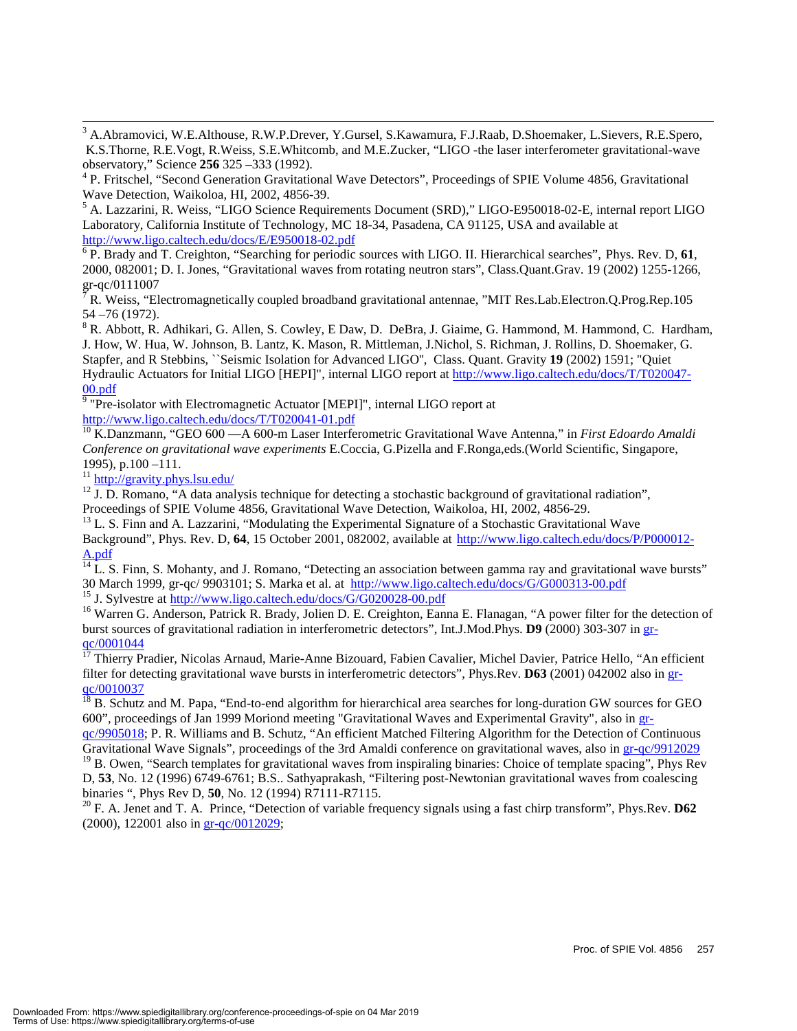[3] A.Abramovici, W.E.Althouse, R.W.P.Drever, Y.Gursel, S.Kawamura, F.J.Raab, D.Shoemaker, L.Sievers, R.E.Spero, K.S.Thorne, R.E.Vogt, R.Weiss, S.E.Whitcomb, and M.E.Zucker, "LIGO -the laser interferometer gravitational-wave observatory," Science **256** 325 –333 (1992).

[4] P. Fritschel, "Second Generation Gravitational Wave Detectors", Proceedings of SPIE Volume 4856, Gravitational Wave Detection, Waikoloa, HI, 2002, 4856-39.

[5] A. Lazzarini, R. Weiss, "LIGO Science Requirements Document (SRD)," LIGO-E950018-02-E, internal report LIGO Laboratory, California Institute of Technology, MC 18-34, Pasadena, CA 91125, USA and available at http://www.ligo.caltech.edu/docs/E/E950018-02.pdf

[6] P. Brady and T. Creighton, "Searching for periodic sources with LIGO. II. Hierarchical searches", Phys. Rev. D, **61**, 2000, 082001; D. I. Jones, "Gravitational waves from rotating neutron stars", Class.Quant.Grav. 19 (2002) 1255-1266, gr-qc/0111007

[7] R. Weiss, "Electromagnetically coupled broadband gravitational antennae, "MIT Res.Lab.Electron.Q.Prog.Rep.105 54 –76 (1972).

[8] R. Abbott, R. Adhikari, G. Allen, S. Cowley, E Daw, D. DeBra, J. Giaime, G. Hammond, M. Hammond, C. Hardham, J. How, W. Hua, W. Johnson, B. Lantz, K. Mason, R. Mittleman, J.Nichol, S. Richman, J. Rollins, D. Shoemaker, G. Stapfer, and R Stebbins, ``Seismic Isolation for Advanced LIGO'', Class. Quant. Gravity **19** (2002) 1591; "Quiet Hydraulic Actuators for Initial LIGO [HEPI]", internal LIGO report at http://www.ligo.caltech.edu/docs/T/T020047-00.pdf

[9] "Pre-isolator with Electromagnetic Actuator [MEPI]", internal LIGO report at http://www.ligo.caltech.edu/docs/T/T020041-01.pdf

[10] K.Danzmann, "GEO 600 —A 600-m Laser Interferometric Gravitational Wave Antenna," in *First Edoardo Amaldi Conference on gravitational wave experiments* E.Coccia, G.Pizella and F.Ronga,eds.(World Scientific, Singapore, 1995), p.100 –111.

[11] http://gravity.phys.lsu.edu/

[12] J. D. Romano, "A data analysis technique for detecting a stochastic background of gravitational radiation", Proceedings of SPIE Volume 4856, Gravitational Wave Detection, Waikoloa, HI, 2002, 4856-29.

[13] L. S. Finn and A. Lazzarini, "Modulating the Experimental Signature of a Stochastic Gravitational Wave Background", Phys. Rev. D, **64**, 15 October 2001, 082002, available at http://www.ligo.caltech.edu/docs/P/P000012-A.pdf

[14] L. S. Finn, S. Mohanty, and J. Romano, "Detecting an association between gamma ray and gravitational wave bursts" 30 March 1999, gr-qc/ 9903101; S. Marka et al. at http://www.ligo.caltech.edu/docs/G/G000313-00.pdf

[15] J. Sylvestre at http://www.ligo.caltech.edu/docs/G/G020028-00.pdf

[16] Warren G. Anderson, Patrick R. Brady, Jolien D. E. Creighton, Eanna E. Flanagan, "A power filter for the detection of burst sources of gravitational radiation in interferometric detectors", Int.J.Mod.Phys. **D9** (2000) 303-307 in gr-qc/0001044

[17] Thierry Pradier, Nicolas Arnaud, Marie-Anne Bizouard, Fabien Cavalier, Michel Davier, Patrice Hello, "An efficient filter for detecting gravitational wave bursts in interferometric detectors", Phys.Rev. **D63** (2001) 042002 also in gr-qc/0010037

[18] B. Schutz and M. Papa, "End-to-end algorithm for hierarchical area searches for long-duration GW sources for GEO 600", proceedings of Jan 1999 Moriond meeting "Gravitational Waves and Experimental Gravity", also in gr-qc/9905018; P. R. Williams and B. Schutz, "An efficient Matched Filtering Algorithm for the Detection of Continuous Gravitational Wave Signals", proceedings of the 3rd Amaldi conference on gravitational waves, also in gr-qc/9912029

[19] B. Owen, "Search templates for gravitational waves from inspiraling binaries: Choice of template spacing", Phys Rev D, **53**, No. 12 (1996) 6749-6761; B.S.. Sathyaprakash, "Filtering post-Newtonian gravitational waves from coalescing binaries ", Phys Rev D, **50**, No. 12 (1994) R7111-R7115.

[20] F. A. Jenet and T. A. Prince, "Detection of variable frequency signals using a fast chirp transform", Phys.Rev. **D62** (2000), 122001 also in gr-qc/0012029;